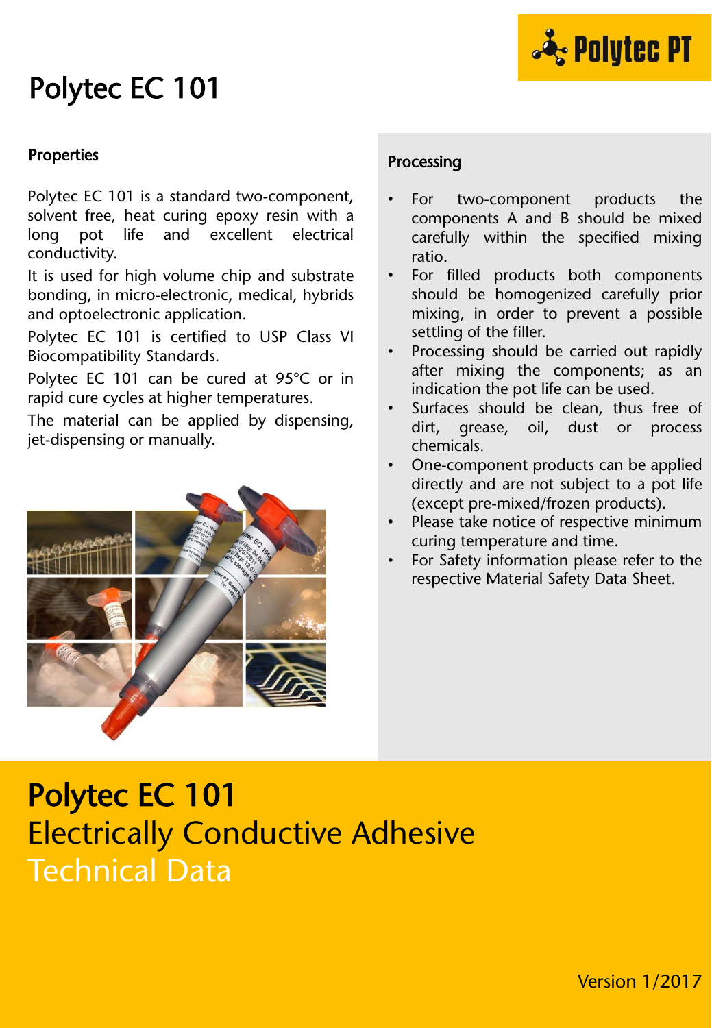# Polytec EC 101

## Properties

Polytec EC 101 is a standard two-component, solvent free, heat curing epoxy resin with a long pot life and excellent electrical conductivity.

It is used for high volume chip and substrate bonding, in micro-electronic, medical, hybrids and optoelectronic application.

Polytec EC 101 is certified to USP Class VI Biocompatibility Standards.

Polytec EC 101 can be cured at 95°C or in rapid cure cycles at higher temperatures.

The material can be applied by dispensing, jet-dispensing or manually.

## Processing

- For two-component products the components A and B should be mixed carefully within the specified mixing ratio.
- For filled products both components should be homogenized carefully prior mixing, in order to prevent a possible settling of the filler.
- Processing should be carried out rapidly after mixing the components; as an indication the pot life can be used.
- Surfaces should be clean, thus free of dirt, grease, oil, dust or process chemicals.
- One-component products can be applied directly and are not subject to a pot life (except pre-mixed/frozen products).
- Please take notice of respective minimum curing temperature and time.
- For Safety information please refer to the respective Material Safety Data Sheet.

# Polytec EC 101

## Electrically Conductive Adhesive

## Technical Data

Version 1/2017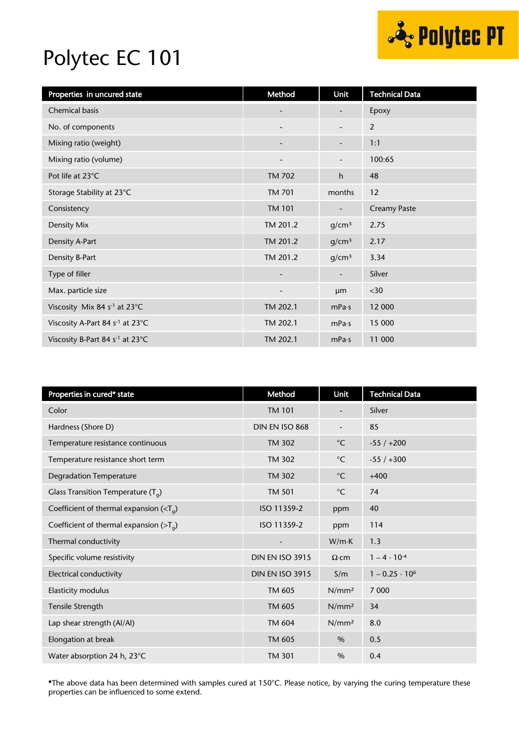# Polytec EC 101

| Properties in uncured state | Method | Unit | Technical Data |
|---|---|---|---|
| Chemical basis | - | - | Epoxy |
| No. of components | - | - | 2 |
| Mixing ratio (weight) | - | - | 1:1 |
| Mixing ratio (volume) | - | - | 100:65 |
| Pot life at 23°C | TM 702 | h | 48 |
| Storage Stability at 23°C | TM 701 | months | 12 |
| Consistency | TM 101 | - | Creamy Paste |
| Density Mix | TM 201.2 | $g/cm^3$ | 2.75 |
| Density A-Part | TM 201.2 | $g/cm^3$ | 2.17 |
| Density B-Part | TM 201.2 | $g/cm^3$ | 3.34 |
| Type of filler | - | - | Silver |
| Max. particle size | - | µm | <30 |
| Viscosity Mix 84 $s^{-1}$ at 23°C | TM 202.1 | mPa·s | 12 000 |
| Viscosity A-Part 84 $s^{-1}$ at 23°C | TM 202.1 | mPa·s | 15 000 |
| Viscosity B-Part 84 $s^{-1}$ at 23°C | TM 202.1 | mPa·s | 11 000 |

| Properties in cured* state | Method | Unit | Technical Data |
|---|---|---|---|
| Color | TM 101 | - | Silver |
| Hardness (Shore D) | DIN EN ISO 868 | - | 85 |
| Temperature resistance continuous | TM 302 | °C | -55 / +200 |
| Temperature resistance short term | TM 302 | °C | -55 / +300 |
| Degradation Temperature | TM 302 | °C | +400 |
| Glass Transition Temperature ($T_g$) | TM 501 | °C | 74 |
| Coefficient of thermal expansion (<$T_g$) | ISO 11359-2 | ppm | 40 |
| Coefficient of thermal expansion (>$T_g$) | ISO 11359-2 | ppm | 114 |
| Thermal conductivity | - | W/m·K | 1.3 |
| Specific volume resistivity | DIN EN ISO 3915 | Ω·cm | $1 - 4 \cdot 10^{-4}$ |
| Electrical conductivity | DIN EN ISO 3915 | S/m | $1 - 0.25 \cdot 10^{6}$ |
| Elasticity modulus | TM 605 | $N/mm^2$ | 7 000 |
| Tensile Strength | TM 605 | $N/mm^2$ | 34 |
| Lap shear strength (Al/Al) | TM 604 | $N/mm^2$ | 8.0 |
| Elongation at break | TM 605 | % | 0.5 |
| Water absorption 24 h, 23°C | TM 301 | % | 0.4 |

**\***The above data has been determined with samples cured at 150°C. Please notice, by varying the curing temperature these properties can be influenced to some extend.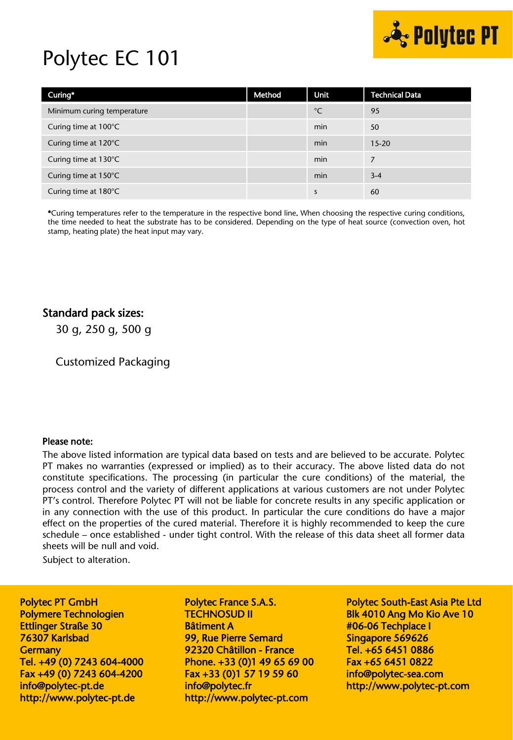# Polytec EC 101

| Curing* | Method | Unit | Technical Data |
|---|---|---|---|
| Minimum curing temperature | | °C | 95 |
| Curing time at 100°C | | min | 50 |
| Curing time at 120°C | | min | 15-20 |
| Curing time at 130°C | | min | 7 |
| Curing time at 150°C | | min | 3-4 |
| Curing time at 180°C | | s | 60 |

***Curing temperatures refer to the temperature in the respective bond line.** When choosing the respective curing conditions, the time needed to heat the substrate has to be considered. Depending on the type of heat source (convection oven, hot stamp, heating plate) the heat input may vary.

## Standard pack sizes:

30 g, 250 g, 500 g

Customized Packaging

### Please note:

The above listed information are typical data based on tests and are believed to be accurate. Polytec PT makes no warranties (expressed or implied) as to their accuracy. The above listed data do not constitute specifications. The processing (in particular the cure conditions) of the material, the process control and the variety of different applications at various customers are not under Polytec PT's control. Therefore Polytec PT will not be liable for concrete results in any specific application or in any connection with the use of this product. In particular the cure conditions do have a major effect on the properties of the cured material. Therefore it is highly recommended to keep the cure schedule – once established - under tight control. With the release of this data sheet all former data sheets will be null and void.

Subject to alteration.

**Polytec PT GmbH**
**Polymere Technologien**
**Ettlinger Straße 30**
**76307 Karlsbad**
**Germany**
**Tel. +49 (0) 7243 604-4000**
**Fax +49 (0) 7243 604-4200**
**info@polytec-pt.de**
**http://www.polytec-pt.de**

**Polytec France S.A.S.**
**TECHNOSUD II**
**Bâtiment A**
**99, Rue Pierre Semard**
**92320 Châtillon - France**
**Phone. +33 (0)1 49 65 69 00**
**Fax +33 (0)1 57 19 59 60**
**info@polytec.fr**
**http://www.polytec-pt.com**

**Polytec South-East Asia Pte Ltd**
**Blk 4010 Ang Mo Kio Ave 10**
**#06-06 Techplace I**
**Singapore 569626**
**Tel. +65 6451 0886**
**Fax +65 6451 0822**
**info@polytec-sea.com**
**http://www.polytec-pt.com**